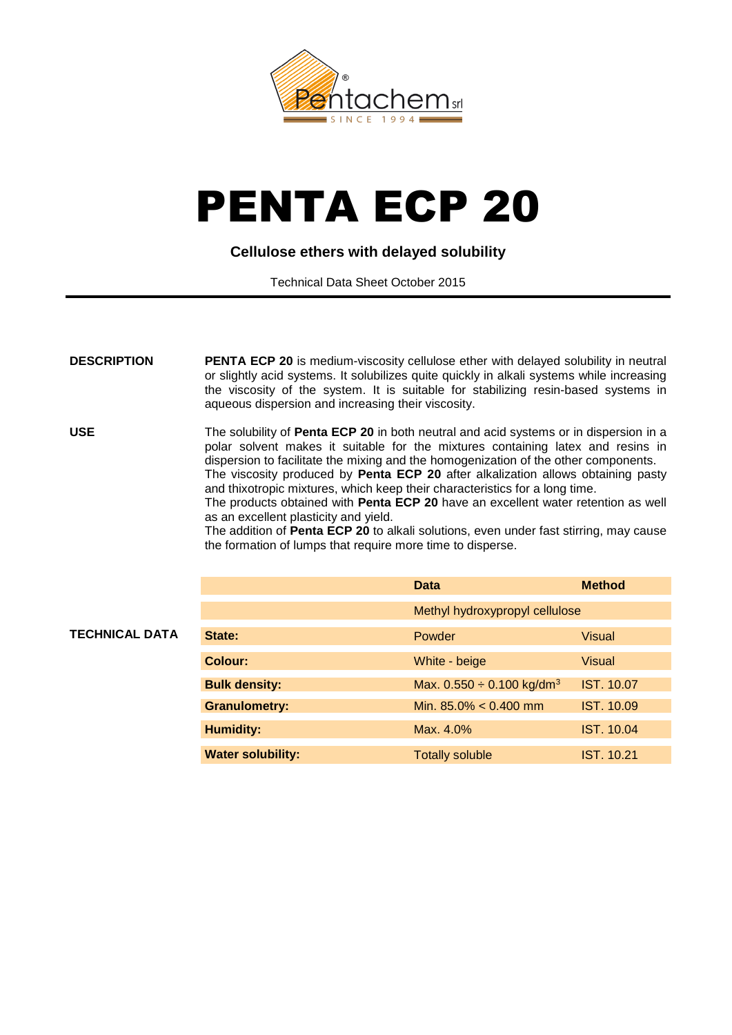Pentachem srl

SINCE 1994

# PENTA ECP 20

**Cellulose ethers with delayed solubility**

Technical Data Sheet October 2015

---

**DESCRIPTION**

**PENTA ECP 20** is medium-viscosity cellulose ether with delayed solubility in neutral or slightly acid systems. It solubilizes quite quickly in alkali systems while increasing the viscosity of the system. It is suitable for stabilizing resin-based systems in aqueous dispersion and increasing their viscosity.

**USE**

The solubility of **Penta ECP 20** in both neutral and acid systems or in dispersion in a polar solvent makes it suitable for the mixtures containing latex and resins in dispersion to facilitate the mixing and the homogenization of the other components.
The viscosity produced by **Penta ECP 20** after alkalization allows obtaining pasty and thixotropic mixtures, which keep their characteristics for a long time.
The products obtained with **Penta ECP 20** have an excellent water retention as well as an excellent plasticity and yield.
The addition of **Penta ECP 20** to alkali solutions, even under fast stirring, may cause the formation of lumps that require more time to disperse.

**TECHNICAL DATA**

| | Data | Method |
|---|---|---|
| | Methyl hydroxypropyl cellulose | |
| **State:** | Powder | Visual |
| **Colour:** | White - beige | Visual |
| **Bulk density:** | Max. 0.550 ÷ 0.100 kg/dm$^3$ | IST. 10.07 |
| **Granulometry:** | Min. 85.0% < 0.400 mm | IST. 10.09 |
| **Humidity:** | Max. 4.0% | IST. 10.04 |
| **Water solubility:** | Totally soluble | IST. 10.21 |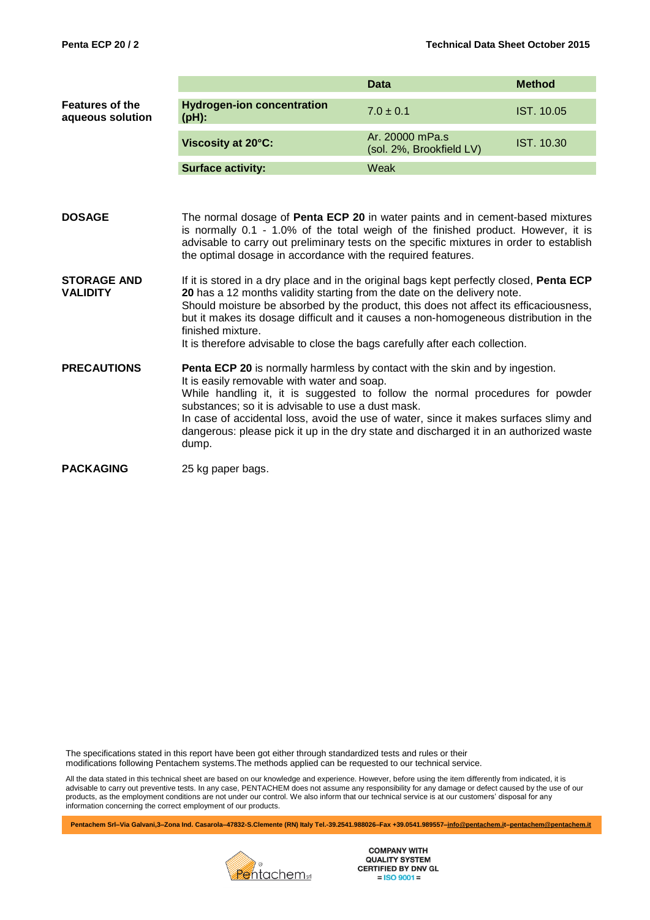| Features of the aqueous solution | | Data | Method |
|---|---|---|---|
| | **Hydrogen-ion concentration (pH):** | 7.0 ± 0.1 | IST. 10.05 |
| | **Viscosity at 20°C:** | Ar. 20000 mPa.s (sol. 2%, Brookfield LV) | IST. 10.30 |
| | **Surface activity:** | Weak | |

**DOSAGE**

The normal dosage of **Penta ECP 20** in water paints and in cement-based mixtures is normally 0.1 - 1.0% of the total weigh of the finished product. However, it is advisable to carry out preliminary tests on the specific mixtures in order to establish the optimal dosage in accordance with the required features.

**STORAGE AND VALIDITY**

If it is stored in a dry place and in the original bags kept perfectly closed, **Penta ECP 20** has a 12 months validity starting from the date on the delivery note.
Should moisture be absorbed by the product, this does not affect its efficaciousness, but it makes its dosage difficult and it causes a non-homogeneous distribution in the finished mixture.
It is therefore advisable to close the bags carefully after each collection.

**PRECAUTIONS**

**Penta ECP 20** is normally harmless by contact with the skin and by ingestion.
It is easily removable with water and soap.
While handling it, it is suggested to follow the normal procedures for powder substances; so it is advisable to use a dust mask.
In case of accidental loss, avoid the use of water, since it makes surfaces slimy and dangerous: please pick it up in the dry state and discharged it in an authorized waste dump.

**PACKAGING**

25 kg paper bags.

The specifications stated in this report have been got either through standardized tests and rules or their modifications following Pentachem systems.The methods applied can be requested to our technical service.

All the data stated in this technical sheet are based on our knowledge and experience. However, before using the item differently from indicated, it is advisable to carry out preventive tests. In any case, PENTACHEM does not assume any responsibility for any damage or defect caused by the use of our products, as the employment conditions are not under our control. We also inform that our technical service is at our customers' disposal for any information concerning the correct employment of our products.

**Pentachem Srl–Via Galvani,3–Zona Ind. Casarola–47832-S.Clemente (RN) Italy Tel.-39.2541.988026–Fax +39.0541.989557–info@pentachem.it–pentachem@pentachem.it**

Pentachem srl

COMPANY WITH QUALITY SYSTEM CERTIFIED BY DNV GL = ISO 9001 =